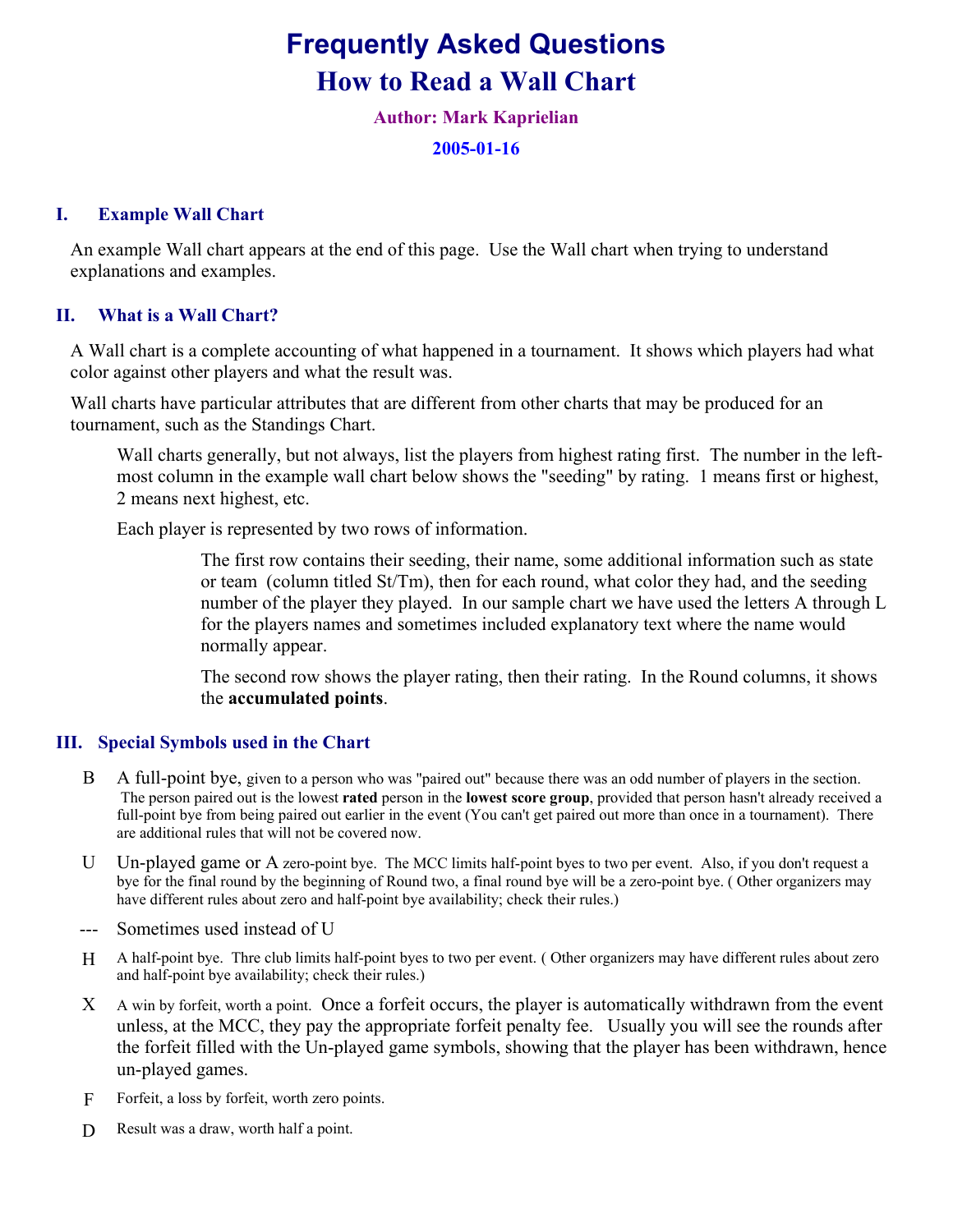# Frequently Asked Questions

## How to Read a Wall Chart

**Author: Mark Kaprielian**

**2005-01-16**

### I. Example Wall Chart

An example Wall chart appears at the end of this page. Use the Wall chart when trying to understand explanations and examples.

### II. What is a Wall Chart?

A Wall chart is a complete accounting of what happened in a tournament. It shows which players had what color against other players and what the result was.

Wall charts have particular attributes that are different from other charts that may be produced for an tournament, such as the Standings Chart.

> Wall charts generally, but not always, list the players from highest rating first. The number in the left-most column in the example wall chart below shows the "seeding" by rating. 1 means first or highest, 2 means next highest, etc.
>
> Each player is represented by two rows of information.
>
>> The first row contains their seeding, their name, some additional information such as state or team (column titled St/Tm), then for each round, what color they had, and the seeding number of the player they played. In our sample chart we have used the letters A through L for the players names and sometimes included explanatory text where the name would normally appear.
>>
>> The second row shows the player rating, then their rating. In the Round columns, it shows the **accumulated points**.

### III. Special Symbols used in the Chart

- **B** A full-point bye, given to a person who was "paired out" because there was an odd number of players in the section. The person paired out is the lowest **rated** person in the **lowest score group**, provided that person hasn't already received a full-point bye from being paired out earlier in the event (You can't get paired out more than once in a tournament). There are additional rules that will not be covered now.
- **U** Un-played game or A zero-point bye. The MCC limits half-point byes to two per event. Also, if you don't request a bye for the final round by the beginning of Round two, a final round bye will be a zero-point bye. ( Other organizers may have different rules about zero and half-point bye availability; check their rules.)
- **---** Sometimes used instead of U
- **H** A half-point bye. Thre club limits half-point byes to two per event. ( Other organizers may have different rules about zero and half-point bye availability; check their rules.)
- **X** A win by forfeit, worth a point. Once a forfeit occurs, the player is automatically withdrawn from the event unless, at the MCC, they pay the appropriate forfeit penalty fee. Usually you will see the rounds after the forfeit filled with the Un-played game symbols, showing that the player has been withdrawn, hence un-played games.
- **F** Forfeit, a loss by forfeit, worth zero points.
- **D** Result was a draw, worth half a point.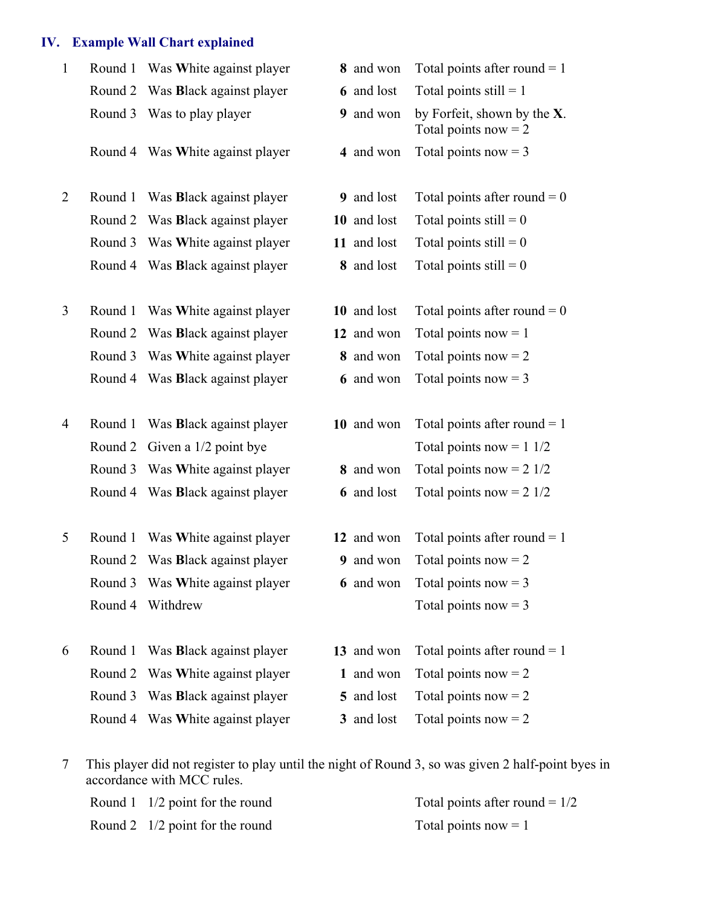## IV. Example Wall Chart explained

**1**

| | | | | |
|---|---|---|---|---|
| Round 1 | Was **White** against player | **8** | and won | Total points after round = 1 |
| Round 2 | Was **Black** against player | **6** | and lost | Total points still = 1 |
| Round 3 | Was to play player | **9** | and won | by Forfeit, shown by the **X**. Total points now = 2 |
| Round 4 | Was **White** against player | **4** | and won | Total points now = 3 |

**2**

| | | | | |
|---|---|---|---|---|
| Round 1 | Was **Black** against player | **9** | and lost | Total points after round = 0 |
| Round 2 | Was **Black** against player | **10** | and lost | Total points still = 0 |
| Round 3 | Was **White** against player | **11** | and lost | Total points still = 0 |
| Round 4 | Was **Black** against player | **8** | and lost | Total points still = 0 |

**3**

| | | | | |
|---|---|---|---|---|
| Round 1 | Was **White** against player | **10** | and lost | Total points after round = 0 |
| Round 2 | Was **Black** against player | **12** | and won | Total points now = 1 |
| Round 3 | Was **White** against player | **8** | and won | Total points now = 2 |
| Round 4 | Was **Black** against player | **6** | and won | Total points now = 3 |

**4**

| | | | | |
|---|---|---|---|---|
| Round 1 | Was **Black** against player | **10** | and won | Total points after round = 1 |
| Round 2 | Given a 1/2 point bye | | | Total points now = 1 1/2 |
| Round 3 | Was **White** against player | **8** | and won | Total points now = 2 1/2 |
| Round 4 | Was **Black** against player | **6** | and lost | Total points now = 2 1/2 |

**5**

| | | | | |
|---|---|---|---|---|
| Round 1 | Was **White** against player | **12** | and won | Total points after round = 1 |
| Round 2 | Was **Black** against player | **9** | and won | Total points now = 2 |
| Round 3 | Was **White** against player | **6** | and won | Total points now = 3 |
| Round 4 | Withdrew | | | Total points now = 3 |

**6**

| | | | | |
|---|---|---|---|---|
| Round 1 | Was **Black** against player | **13** | and won | Total points after round = 1 |
| Round 2 | Was **White** against player | **1** | and won | Total points now = 2 |
| Round 3 | Was **Black** against player | **5** | and lost | Total points now = 2 |
| Round 4 | Was **White** against player | **3** | and lost | Total points now = 2 |

**7** This player did not register to play until the night of Round 3, so was given 2 half-point byes in accordance with MCC rules.

| | | |
|---|---|---|
| Round 1 | 1/2 point for the round | Total points after round = 1/2 |
| Round 2 | 1/2 point for the round | Total points now = 1 |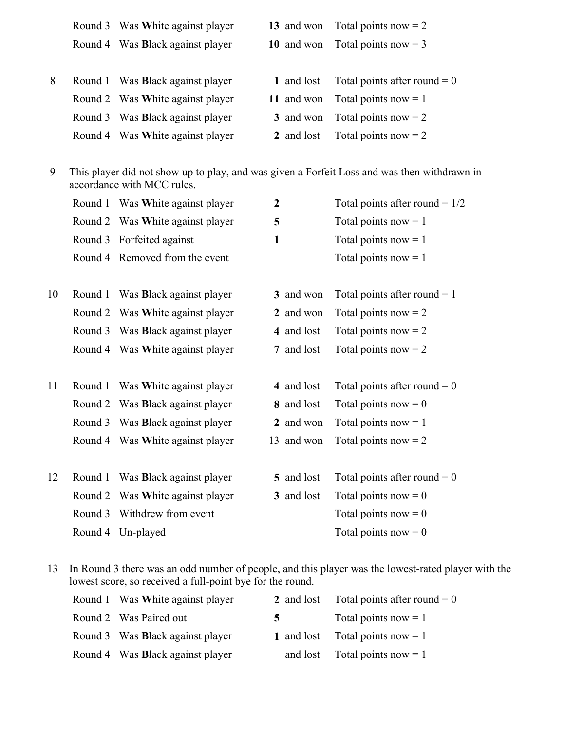| | | | | | |
|---|---|---|---|---|---|
| | Round 3 | Was **W**hite against player | **13** | and won | Total points now = 2 |
| | Round 4 | Was **B**lack against player | **10** | and won | Total points now = 3 |
| | | | | | |
| 8 | Round 1 | Was **B**lack against player | **1** | and lost | Total points after round = 0 |
| | Round 2 | Was **W**hite against player | **11** | and won | Total points now = 1 |
| | Round 3 | Was **B**lack against player | **3** | and won | Total points now = 2 |
| | Round 4 | Was **W**hite against player | **2** | and lost | Total points now = 2 |

9 This player did not show up to play, and was given a Forfeit Loss and was then withdrawn in accordance with MCC rules.

| | | | | |
|---|---|---|---|---|
| Round 1 | Was **W**hite against player | **2** | | Total points after round = 1/2 |
| Round 2 | Was **W**hite against player | **5** | | Total points now = 1 |
| Round 3 | Forfeited against | **1** | | Total points now = 1 |
| Round 4 | Removed from the event | | | Total points now = 1 |

| | | | | | |
|---|---|---|---|---|---|
| 10 | Round 1 | Was **B**lack against player | **3** | and won | Total points after round = 1 |
| | Round 2 | Was **W**hite against player | **2** | and won | Total points now = 2 |
| | Round 3 | Was **B**lack against player | **4** | and lost | Total points now = 2 |
| | Round 4 | Was **W**hite against player | **7** | and lost | Total points now = 2 |
| | | | | | |
| 11 | Round 1 | Was **W**hite against player | **4** | and lost | Total points after round = 0 |
| | Round 2 | Was **B**lack against player | **8** | and lost | Total points now = 0 |
| | Round 3 | Was **B**lack against player | **2** | and won | Total points now = 1 |
| | Round 4 | Was **W**hite against player | 13 | and won | Total points now = 2 |
| | | | | | |
| 12 | Round 1 | Was **B**lack against player | **5** | and lost | Total points after round = 0 |
| | Round 2 | Was **W**hite against player | **3** | and lost | Total points now = 0 |
| | Round 3 | Withdrew from event | | | Total points now = 0 |
| | Round 4 | Un-played | | | Total points now = 0 |

13 In Round 3 there was an odd number of people, and this player was the lowest-rated player with the lowest score, so received a full-point bye for the round.

| | | | | |
|---|---|---|---|---|
| Round 1 | Was **W**hite against player | **2** | and lost | Total points after round = 0 |
| Round 2 | Was Paired out | **5** | | Total points now = 1 |
| Round 3 | Was **B**lack against player | **1** | and lost | Total points now = 1 |
| Round 4 | Was **B**lack against player | | and lost | Total points now = 1 |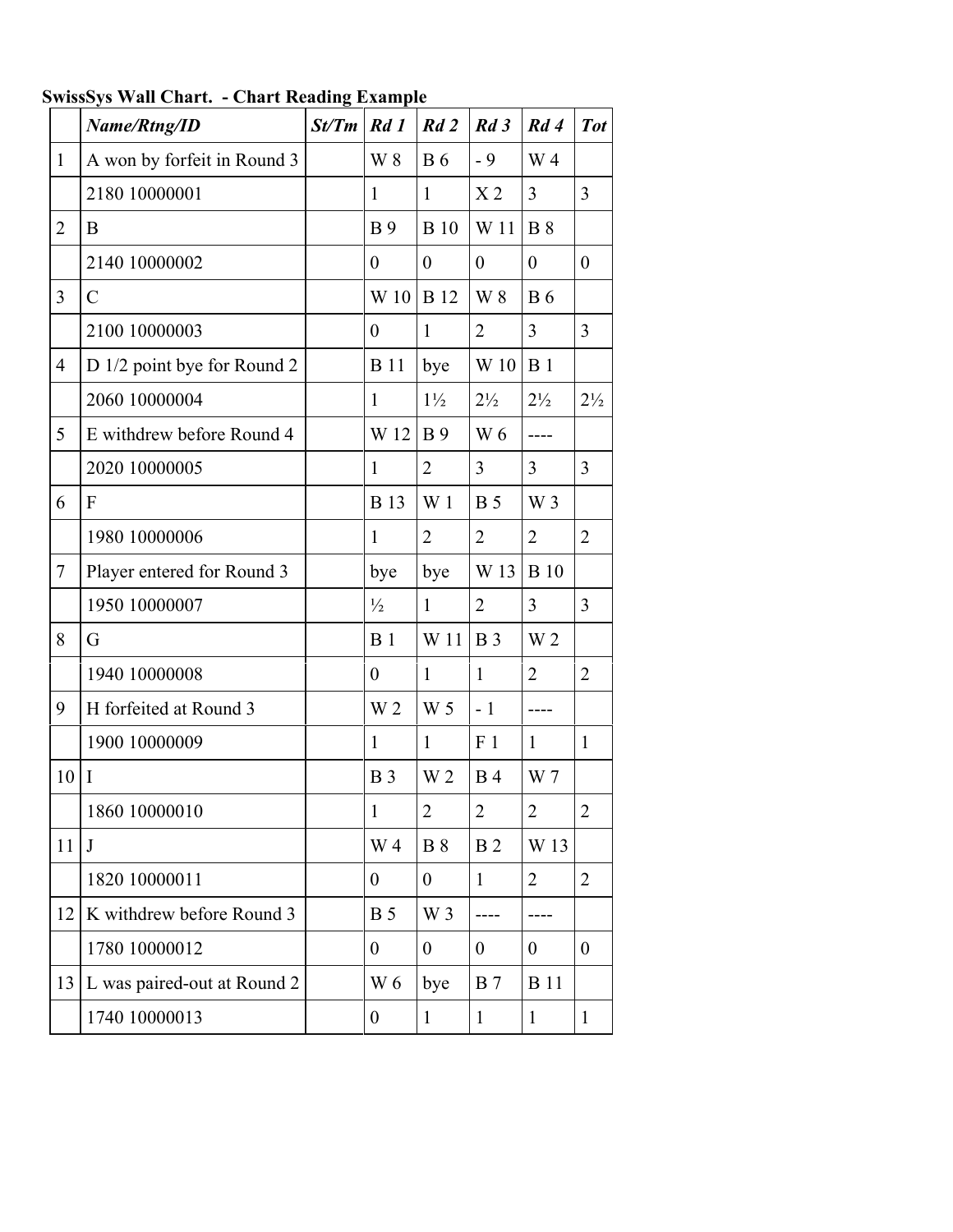**SwissSys Wall Chart. - Chart Reading Example**

| | *Name/Rtng/ID* | *St/Tm* | *Rd 1* | *Rd 2* | *Rd 3* | *Rd 4* | *Tot* |
|---|---|---|---|---|---|---|---|
| 1 | A won by forfeit in Round 3 | | W 8 | B 6 | - 9 | W 4 | |
| | 2180 10000001 | | 1 | 1 | X 2 | 3 | 3 |
| 2 | B | | B 9 | B 10 | W 11 | B 8 | |
| | 2140 10000002 | | 0 | 0 | 0 | 0 | 0 |
| 3 | C | | W 10 | B 12 | W 8 | B 6 | |
| | 2100 10000003 | | 0 | 1 | 2 | 3 | 3 |
| 4 | D 1/2 point bye for Round 2 | | B 11 | bye | W 10 | B 1 | |
| | 2060 10000004 | | 1 | 1½ | 2½ | 2½ | 2½ |
| 5 | E withdrew before Round 4 | | W 12 | B 9 | W 6 | ---- | |
| | 2020 10000005 | | 1 | 2 | 3 | 3 | 3 |
| 6 | F | | B 13 | W 1 | B 5 | W 3 | |
| | 1980 10000006 | | 1 | 2 | 2 | 2 | 2 |
| 7 | Player entered for Round 3 | | bye | bye | W 13 | B 10 | |
| | 1950 10000007 | | ½ | 1 | 2 | 3 | 3 |
| 8 | G | | B 1 | W 11 | B 3 | W 2 | |
| | 1940 10000008 | | 0 | 1 | 1 | 2 | 2 |
| 9 | H forfeited at Round 3 | | W 2 | W 5 | - 1 | ---- | |
| | 1900 10000009 | | 1 | 1 | F 1 | 1 | 1 |
| 10 | I | | B 3 | W 2 | B 4 | W 7 | |
| | 1860 10000010 | | 1 | 2 | 2 | 2 | 2 |
| 11 | J | | W 4 | B 8 | B 2 | W 13 | |
| | 1820 10000011 | | 0 | 0 | 1 | 2 | 2 |
| 12 | K withdrew before Round 3 | | B 5 | W 3 | ---- | ---- | |
| | 1780 10000012 | | 0 | 0 | 0 | 0 | 0 |
| 13 | L was paired-out at Round 2 | | W 6 | bye | B 7 | B 11 | |
| | 1740 10000013 | | 0 | 1 | 1 | 1 | 1 |